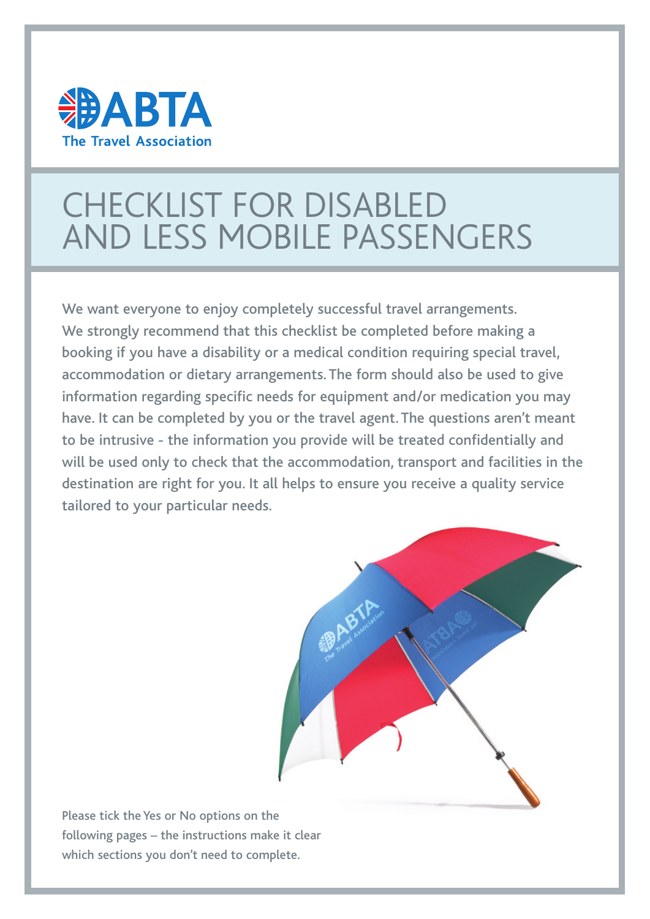ABTA
The Travel Association

# CHECKLIST FOR DISABLED AND LESS MOBILE PASSENGERS

We want everyone to enjoy completely successful travel arrangements. We strongly recommend that this checklist be completed before making a booking if you have a disability or a medical condition requiring special travel, accommodation or dietary arrangements. The form should also be used to give information regarding specific needs for equipment and/or medication you may have. It can be completed by you or the travel agent. The questions aren't meant to be intrusive - the information you provide will be treated confidentially and will be used only to check that the accommodation, transport and facilities in the destination are right for you. It all helps to ensure you receive a quality service tailored to your particular needs.

Please tick the Yes or No options on the following pages – the instructions make it clear which sections you don't need to complete.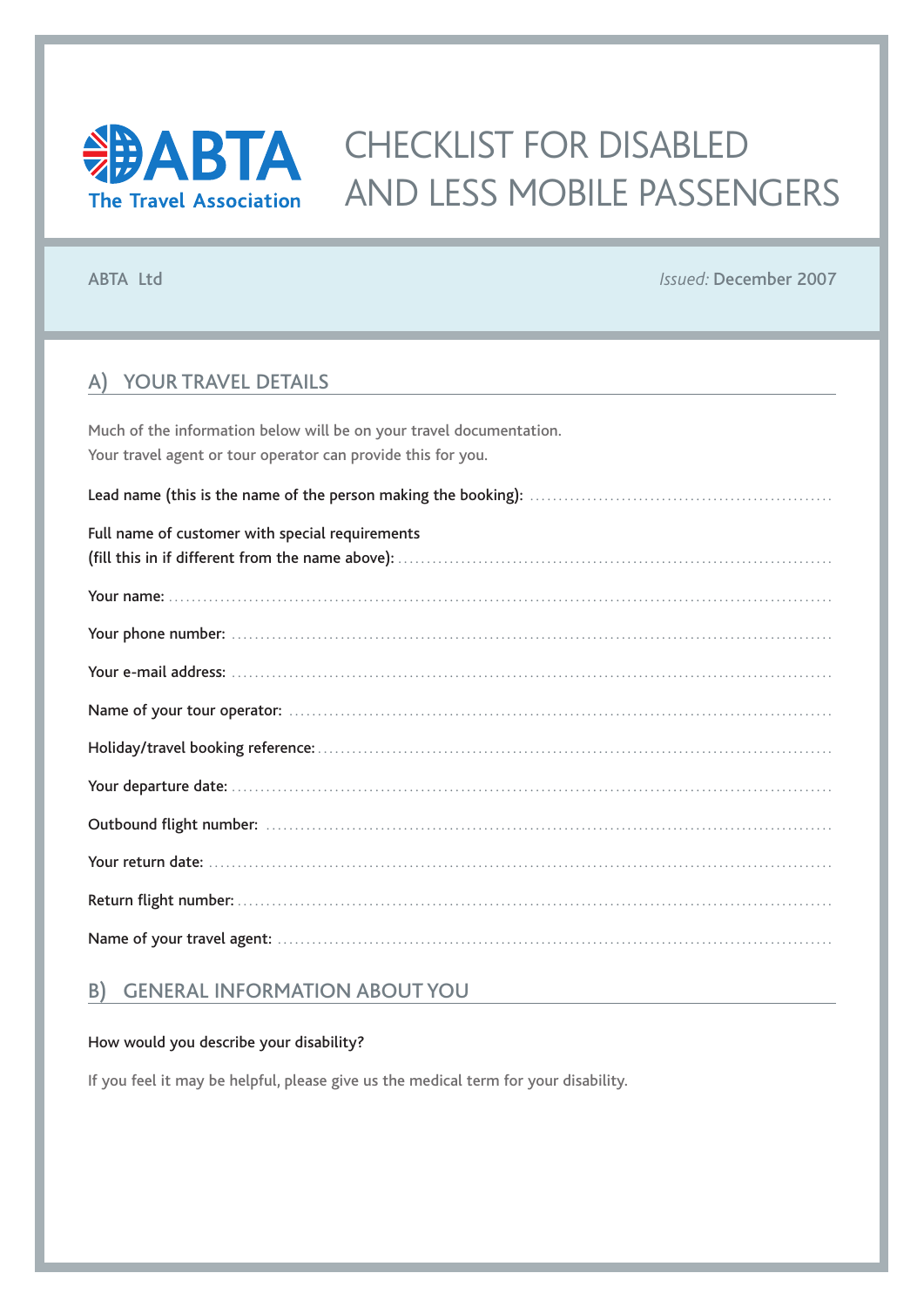ABTA The Travel Association

# CHECKLIST FOR DISABLED AND LESS MOBILE PASSENGERS

ABTA Ltd

*Issued:* December 2007

## A) YOUR TRAVEL DETAILS

Much of the information below will be on your travel documentation.
Your travel agent or tour operator can provide this for you.

Lead name (this is the name of the person making the booking): ......................................................

Full name of customer with special requirements
(fill this in if different from the name above): ......................................................

Your name: ......................................................

Your phone number: ......................................................

Your e-mail address: ......................................................

Name of your tour operator: ......................................................

Holiday/travel booking reference: ......................................................

Your departure date: ......................................................

Outbound flight number: ......................................................

Your return date: ......................................................

Return flight number: ......................................................

Name of your travel agent: ......................................................

## B) GENERAL INFORMATION ABOUT YOU

How would you describe your disability?

If you feel it may be helpful, please give us the medical term for your disability.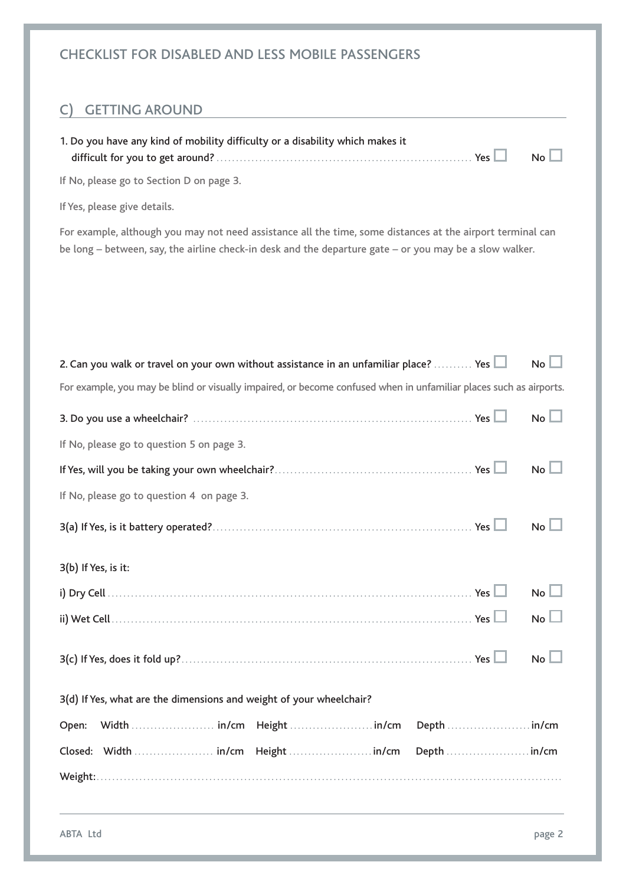# CHECKLIST FOR DISABLED AND LESS MOBILE PASSENGERS

## C) GETTING AROUND

1. Do you have any kind of mobility difficulty or a disability which makes it difficult for you to get around? ............ Yes ☐ No ☐

If No, please go to Section D on page 3.

If Yes, please give details.

For example, although you may not need assistance all the time, some distances at the airport terminal can be long – between, say, the airline check-in desk and the departure gate – or you may be a slow walker.

2. Can you walk or travel on your own without assistance in an unfamiliar place? .......... Yes ☐ No ☐

For example, you may be blind or visually impaired, or become confused when in unfamiliar places such as airports.

3. Do you use a wheelchair? ............ Yes ☐ No ☐

If No, please go to question 5 on page 3.

If Yes, will you be taking your own wheelchair? ............ Yes ☐ No ☐

If No, please go to question 4 on page 3.

3(a) If Yes, is it battery operated? ............ Yes ☐ No ☐

3(b) If Yes, is it:

i) Dry Cell ............ Yes ☐ No ☐

ii) Wet Cell ............ Yes ☐ No ☐

3(c) If Yes, does it fold up? ............ Yes ☐ No ☐

3(d) If Yes, what are the dimensions and weight of your wheelchair?

Open: Width ............ in/cm Height ............ in/cm Depth ............ in/cm

Closed: Width ............ in/cm Height ............ in/cm Depth ............ in/cm

Weight: ............

ABTA Ltd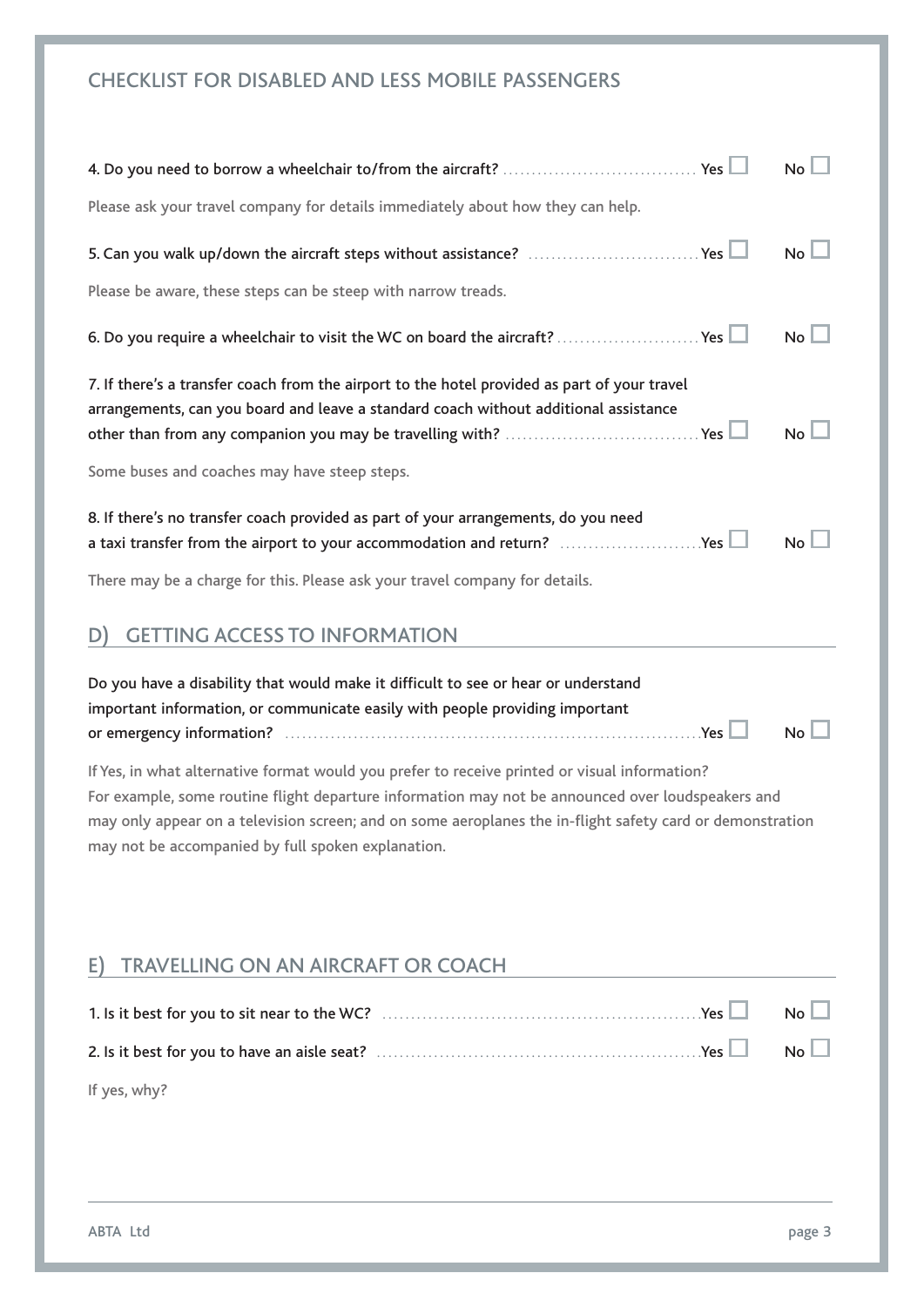## CHECKLIST FOR DISABLED AND LESS MOBILE PASSENGERS

4. Do you need to borrow a wheelchair to/from the aircraft? ............ Yes ☐ No ☐

Please ask your travel company for details immediately about how they can help.

5. Can you walk up/down the aircraft steps without assistance? ............ Yes ☐ No ☐

Please be aware, these steps can be steep with narrow treads.

6. Do you require a wheelchair to visit the WC on board the aircraft? ............ Yes ☐ No ☐

7. If there's a transfer coach from the airport to the hotel provided as part of your travel arrangements, can you board and leave a standard coach without additional assistance other than from any companion you may be travelling with? ............ Yes ☐ No ☐

Some buses and coaches may have steep steps.

8. If there's no transfer coach provided as part of your arrangements, do you need a taxi transfer from the airport to your accommodation and return? ............ Yes ☐ No ☐

There may be a charge for this. Please ask your travel company for details.

## D) GETTING ACCESS TO INFORMATION

Do you have a disability that would make it difficult to see or hear or understand important information, or communicate easily with people providing important or emergency information? ............ Yes ☐ No ☐

If Yes, in what alternative format would you prefer to receive printed or visual information? For example, some routine flight departure information may not be announced over loudspeakers and may only appear on a television screen; and on some aeroplanes the in-flight safety card or demonstration may not be accompanied by full spoken explanation.

## E) TRAVELLING ON AN AIRCRAFT OR COACH

1. Is it best for you to sit near to the WC? ............ Yes ☐ No ☐
2. Is it best for you to have an aisle seat? ............ Yes ☐ No ☐

If yes, why?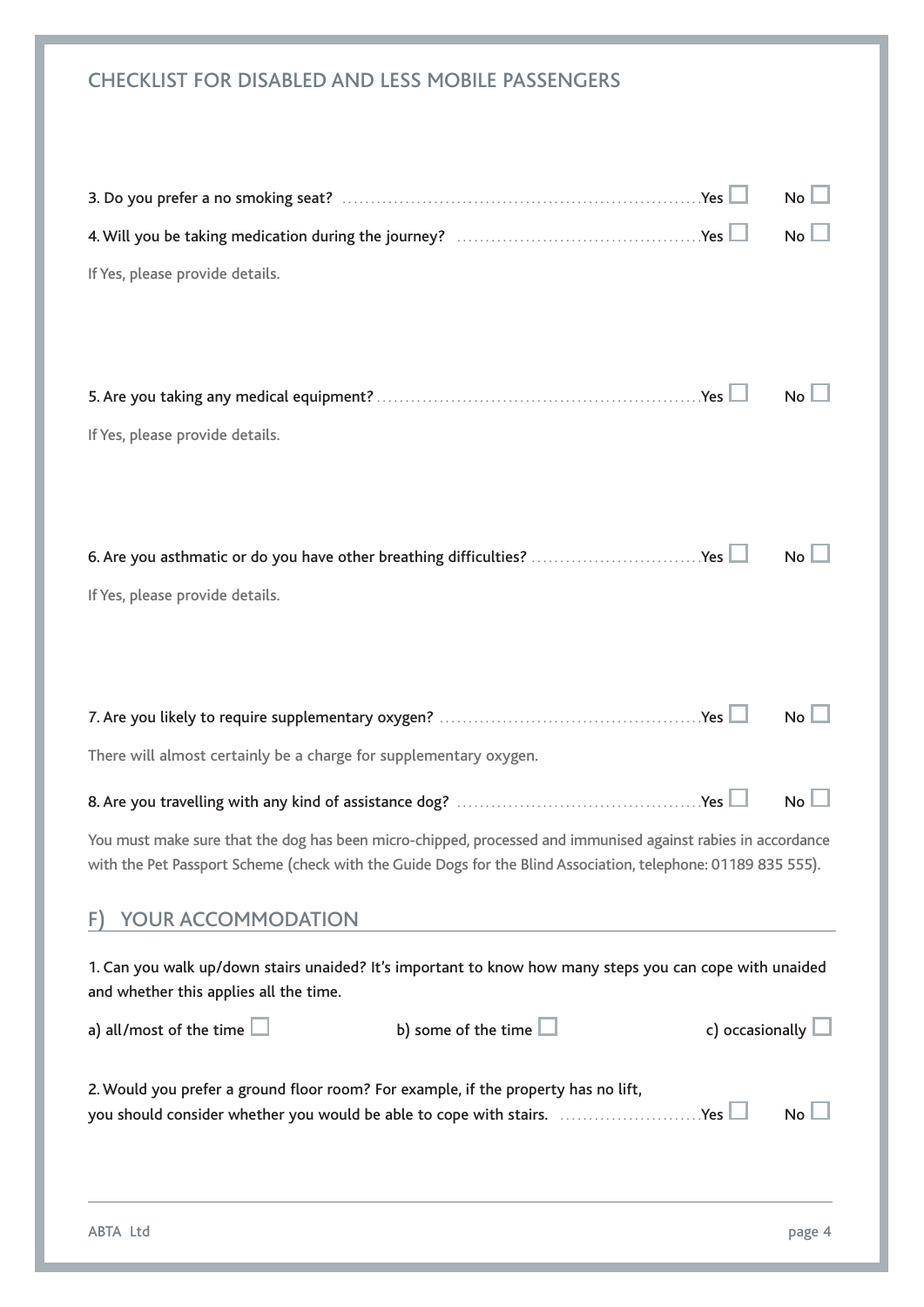## CHECKLIST FOR DISABLED AND LESS MOBILE PASSENGERS

3. Do you prefer a no smoking seat? Yes ☐ No ☐

4. Will you be taking medication during the journey? Yes ☐ No ☐

If Yes, please provide details.

5. Are you taking any medical equipment? Yes ☐ No ☐

If Yes, please provide details.

6. Are you asthmatic or do you have other breathing difficulties? Yes ☐ No ☐

If Yes, please provide details.

7. Are you likely to require supplementary oxygen? Yes ☐ No ☐

There will almost certainly be a charge for supplementary oxygen.

8. Are you travelling with any kind of assistance dog? Yes ☐ No ☐

You must make sure that the dog has been micro-chipped, processed and immunised against rabies in accordance with the Pet Passport Scheme (check with the Guide Dogs for the Blind Association, telephone: 01189 835 555).

## F) YOUR ACCOMMODATION

1. Can you walk up/down stairs unaided? It's important to know how many steps you can cope with unaided and whether this applies all the time.

a) all/most of the time ☐ b) some of the time ☐ c) occasionally ☐

2. Would you prefer a ground floor room? For example, if the property has no lift, you should consider whether you would be able to cope with stairs. Yes ☐ No ☐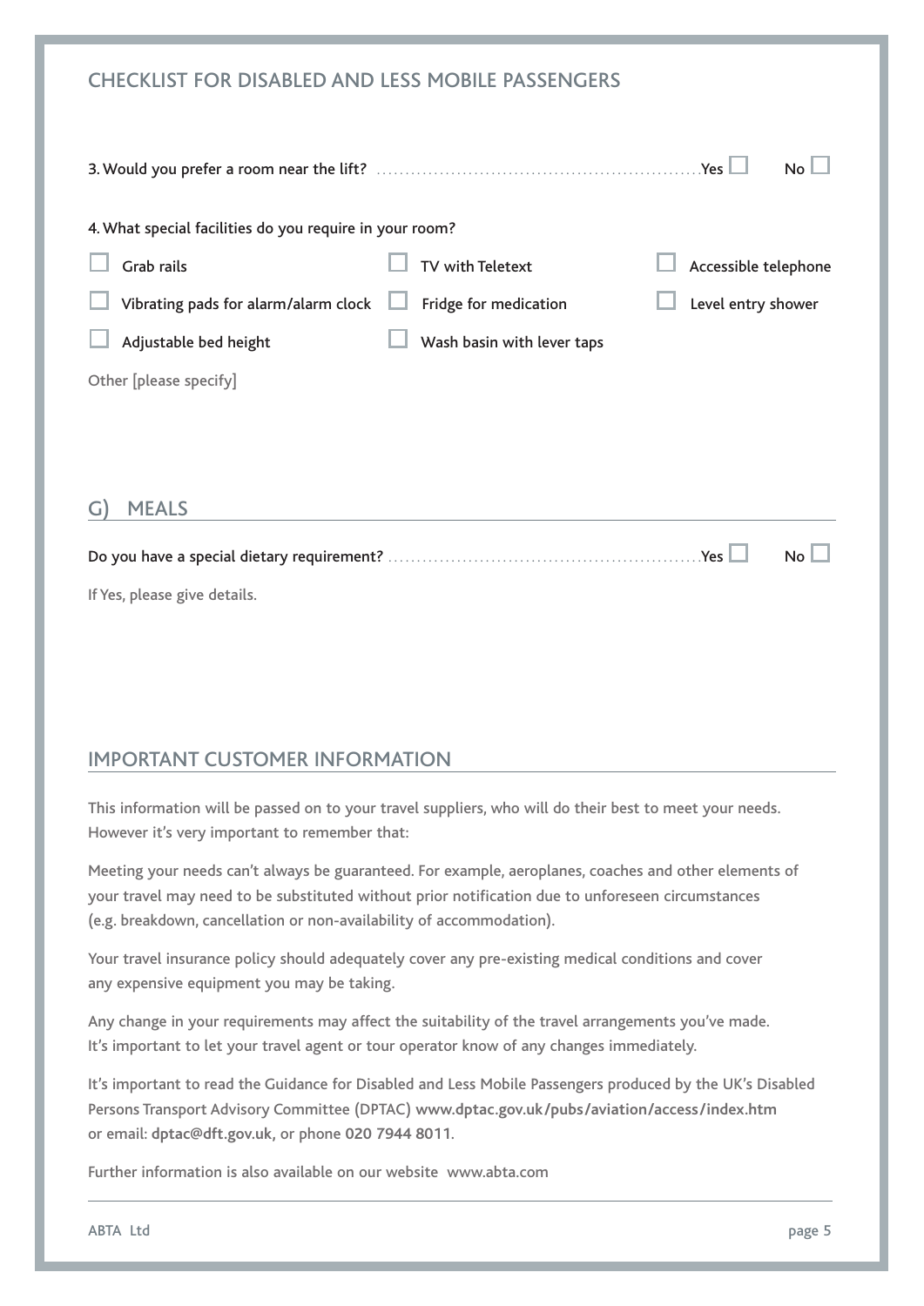## CHECKLIST FOR DISABLED AND LESS MOBILE PASSENGERS

3. Would you prefer a room near the lift? ........................................................ Yes ☐ No ☐

4. What special facilities do you require in your room?

- ☐ Grab rails
- ☐ TV with Teletext
- ☐ Accessible telephone
- ☐ Vibrating pads for alarm/alarm clock
- ☐ Fridge for medication
- ☐ Level entry shower
- ☐ Adjustable bed height
- ☐ Wash basin with lever taps

Other [please specify]

## G) MEALS

Do you have a special dietary requirement? ........................................................ Yes ☐ No ☐

If Yes, please give details.

## IMPORTANT CUSTOMER INFORMATION

This information will be passed on to your travel suppliers, who will do their best to meet your needs. However it's very important to remember that:

Meeting your needs can't always be guaranteed. For example, aeroplanes, coaches and other elements of your travel may need to be substituted without prior notification due to unforeseen circumstances (e.g. breakdown, cancellation or non-availability of accommodation).

Your travel insurance policy should adequately cover any pre-existing medical conditions and cover any expensive equipment you may be taking.

Any change in your requirements may affect the suitability of the travel arrangements you've made. It's important to let your travel agent or tour operator know of any changes immediately.

It's important to read the Guidance for Disabled and Less Mobile Passengers produced by the UK's Disabled Persons Transport Advisory Committee (DPTAC) **www.dptac.gov.uk/pubs/aviation/access/index.htm** or email: **dptac@dft.gov.uk**, or phone **020 7944 8011**.

Further information is also available on our website www.abta.com

ABTA Ltd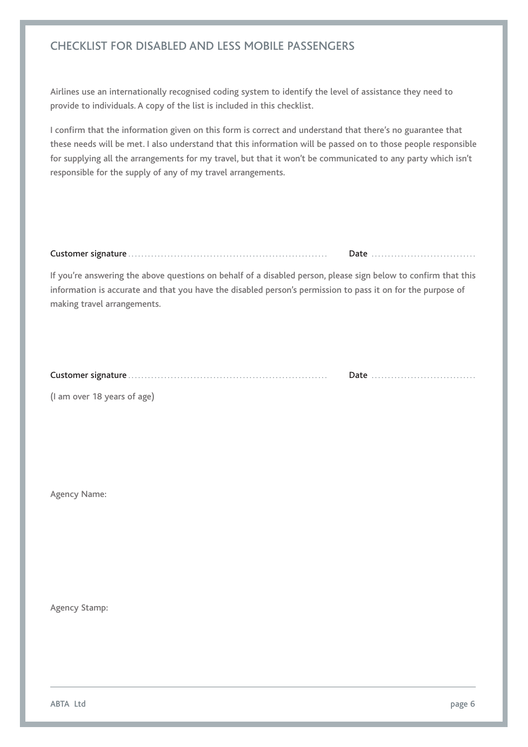## CHECKLIST FOR DISABLED AND LESS MOBILE PASSENGERS

Airlines use an internationally recognised coding system to identify the level of assistance they need to provide to individuals. A copy of the list is included in this checklist.

I confirm that the information given on this form is correct and understand that there's no guarantee that these needs will be met. I also understand that this information will be passed on to those people responsible for supplying all the arrangements for my travel, but that it won't be communicated to any party which isn't responsible for the supply of any of my travel arrangements.

**Customer signature** ............................................................ **Date** ...............................

If you're answering the above questions on behalf of a disabled person, please sign below to confirm that this information is accurate and that you have the disabled person's permission to pass it on for the purpose of making travel arrangements.

**Customer signature** ............................................................ **Date** ...............................

(I am over 18 years of age)

Agency Name:

Agency Stamp: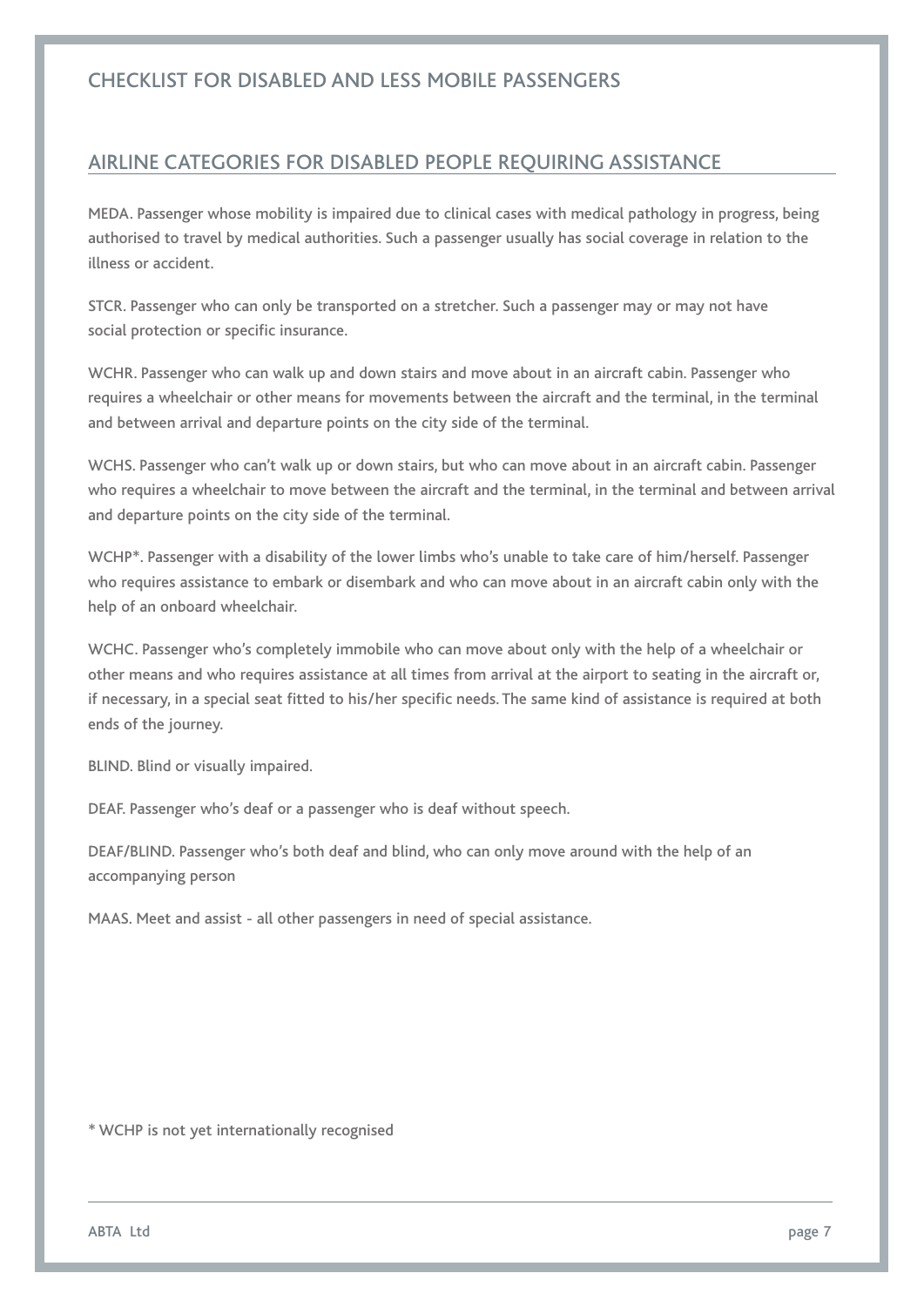# CHECKLIST FOR DISABLED AND LESS MOBILE PASSENGERS

## AIRLINE CATEGORIES FOR DISABLED PEOPLE REQUIRING ASSISTANCE

MEDA. Passenger whose mobility is impaired due to clinical cases with medical pathology in progress, being authorised to travel by medical authorities. Such a passenger usually has social coverage in relation to the illness or accident.

STCR. Passenger who can only be transported on a stretcher. Such a passenger may or may not have social protection or specific insurance.

WCHR. Passenger who can walk up and down stairs and move about in an aircraft cabin. Passenger who requires a wheelchair or other means for movements between the aircraft and the terminal, in the terminal and between arrival and departure points on the city side of the terminal.

WCHS. Passenger who can't walk up or down stairs, but who can move about in an aircraft cabin. Passenger who requires a wheelchair to move between the aircraft and the terminal, in the terminal and between arrival and departure points on the city side of the terminal.

WCHP*. Passenger with a disability of the lower limbs who's unable to take care of him/herself. Passenger who requires assistance to embark or disembark and who can move about in an aircraft cabin only with the help of an onboard wheelchair.

WCHC. Passenger who's completely immobile who can move about only with the help of a wheelchair or other means and who requires assistance at all times from arrival at the airport to seating in the aircraft or, if necessary, in a special seat fitted to his/her specific needs. The same kind of assistance is required at both ends of the journey.

BLIND. Blind or visually impaired.

DEAF. Passenger who's deaf or a passenger who is deaf without speech.

DEAF/BLIND. Passenger who's both deaf and blind, who can only move around with the help of an accompanying person

MAAS. Meet and assist - all other passengers in need of special assistance.

* WCHP is not yet internationally recognised